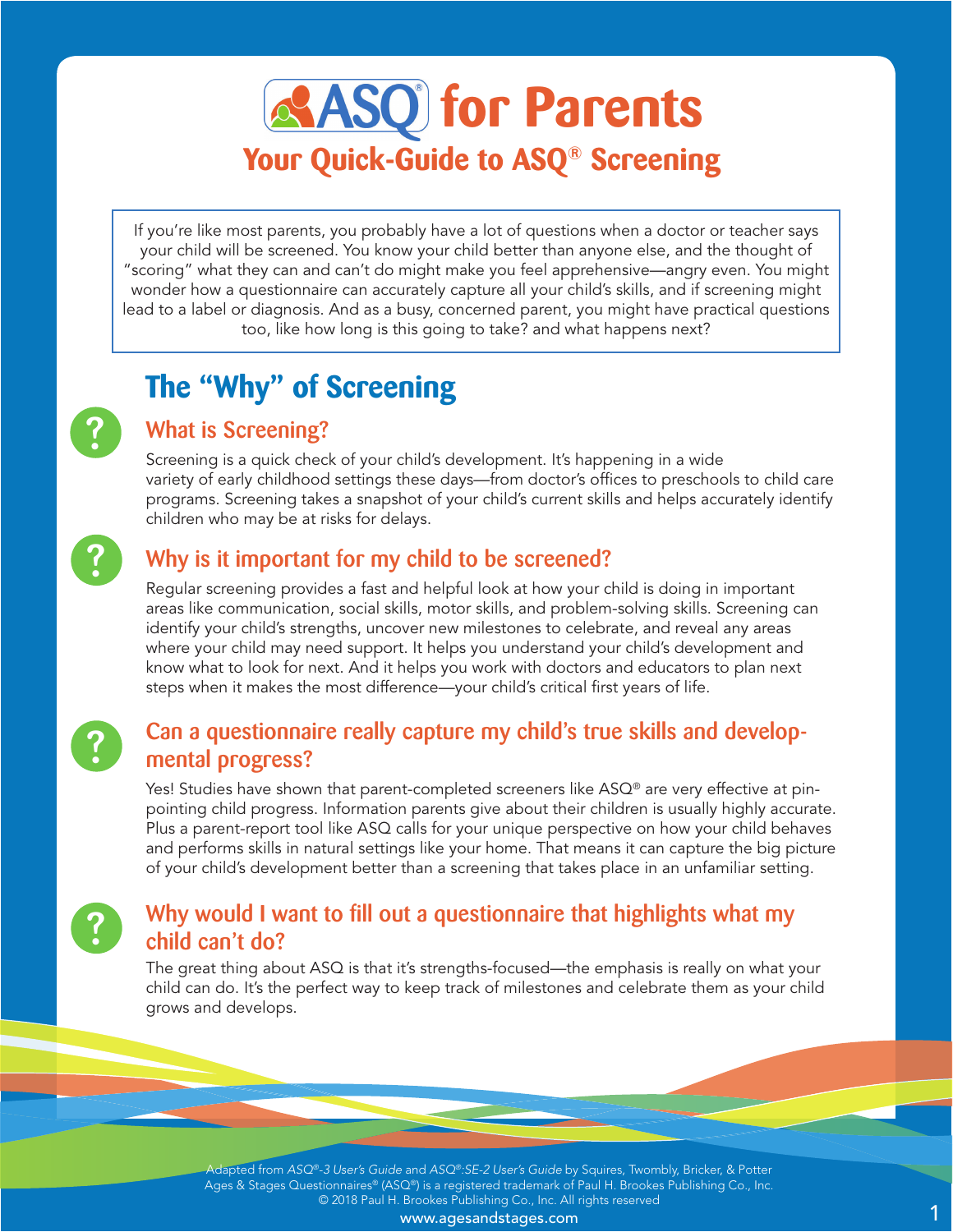# ASQ® for Parents

## Your Quick-Guide to ASQ® Screening

If you're like most parents, you probably have a lot of questions when a doctor or teacher says your child will be screened. You know your child better than anyone else, and the thought of "scoring" what they can and can't do might make you feel apprehensive—angry even. You might wonder how a questionnaire can accurately capture all your child's skills, and if screening might lead to a label or diagnosis. And as a busy, concerned parent, you might have practical questions too, like how long is this going to take? and what happens next?

## The "Why" of Screening

### What is Screening?

Screening is a quick check of your child's development. It's happening in a wide variety of early childhood settings these days—from doctor's offices to preschools to child care programs. Screening takes a snapshot of your child's current skills and helps accurately identify children who may be at risks for delays.

### Why is it important for my child to be screened?

Regular screening provides a fast and helpful look at how your child is doing in important areas like communication, social skills, motor skills, and problem-solving skills. Screening can identify your child's strengths, uncover new milestones to celebrate, and reveal any areas where your child may need support. It helps you understand your child's development and know what to look for next. And it helps you work with doctors and educators to plan next steps when it makes the most difference—your child's critical first years of life.

### Can a questionnaire really capture my child's true skills and developmental progress?

Yes! Studies have shown that parent-completed screeners like ASQ® are very effective at pinpointing child progress. Information parents give about their children is usually highly accurate. Plus a parent-report tool like ASQ calls for your unique perspective on how your child behaves and performs skills in natural settings like your home. That means it can capture the big picture of your child's development better than a screening that takes place in an unfamiliar setting.

### Why would I want to fill out a questionnaire that highlights what my child can't do?

The great thing about ASQ is that it's strengths-focused—the emphasis is really on what your child can do. It's the perfect way to keep track of milestones and celebrate them as your child grows and develops.

Adapted from *ASQ®-3 User's Guide* and *ASQ®:SE-2 User's Guide* by Squires, Twombly, Bricker, & Potter
Ages & Stages Questionnaires® (ASQ®) is a registered trademark of Paul H. Brookes Publishing Co., Inc.
© 2018 Paul H. Brookes Publishing Co., Inc. All rights reserved
www.agesandstages.com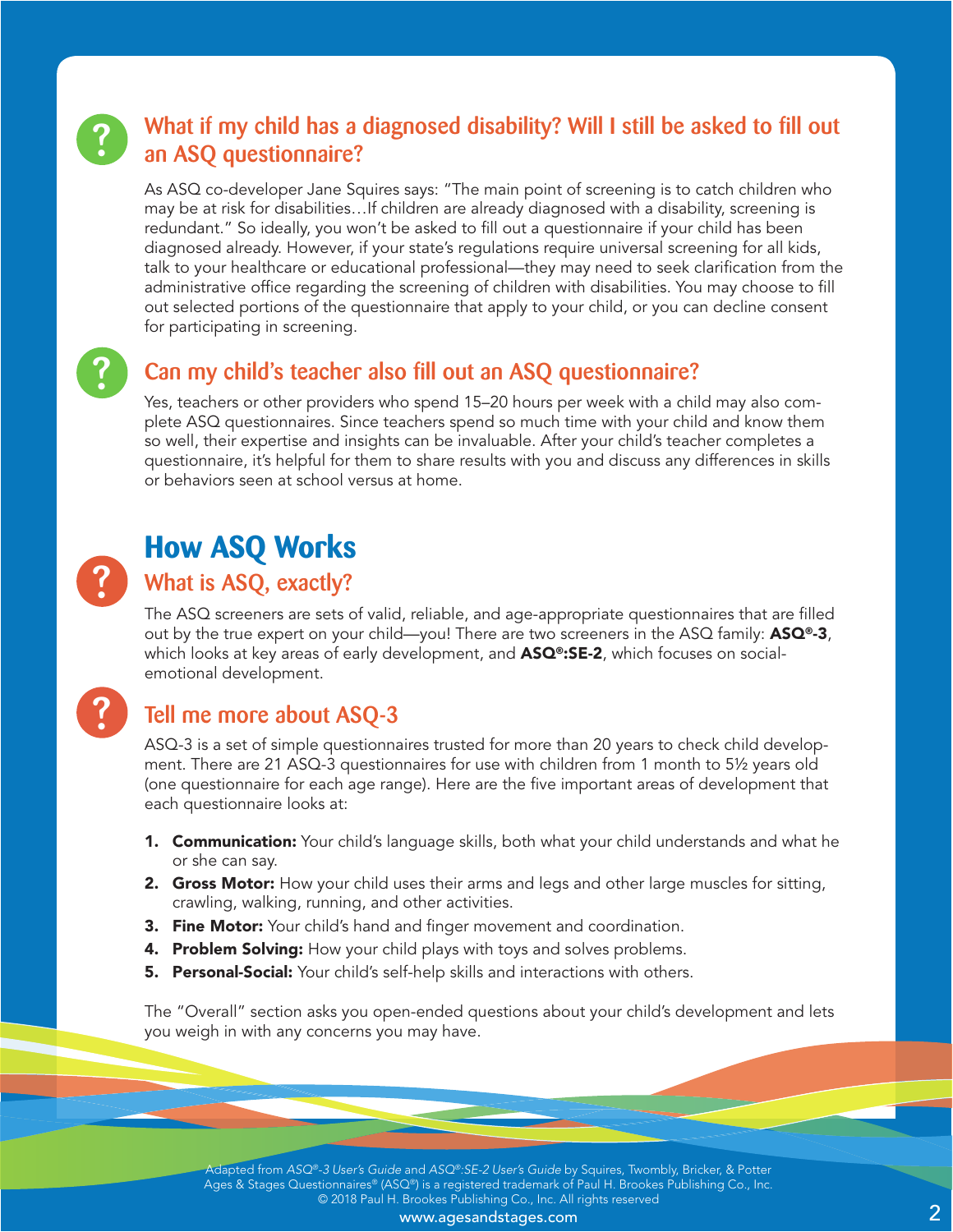### What if my child has a diagnosed disability? Will I still be asked to fill out an ASQ questionnaire?

As ASQ co-developer Jane Squires says: "The main point of screening is to catch children who may be at risk for disabilities…If children are already diagnosed with a disability, screening is redundant." So ideally, you won't be asked to fill out a questionnaire if your child has been diagnosed already. However, if your state's regulations require universal screening for all kids, talk to your healthcare or educational professional—they may need to seek clarification from the administrative office regarding the screening of children with disabilities. You may choose to fill out selected portions of the questionnaire that apply to your child, or you can decline consent for participating in screening.

### Can my child's teacher also fill out an ASQ questionnaire?

Yes, teachers or other providers who spend 15–20 hours per week with a child may also complete ASQ questionnaires. Since teachers spend so much time with your child and know them so well, their expertise and insights can be invaluable. After your child's teacher completes a questionnaire, it's helpful for them to share results with you and discuss any differences in skills or behaviors seen at school versus at home.

## How ASQ Works

### What is ASQ, exactly?

The ASQ screeners are sets of valid, reliable, and age-appropriate questionnaires that are filled out by the true expert on your child—you! There are two screeners in the ASQ family: **ASQ®-3**, which looks at key areas of early development, and **ASQ®:SE-2**, which focuses on social-emotional development.

### Tell me more about ASQ-3

ASQ-3 is a set of simple questionnaires trusted for more than 20 years to check child development. There are 21 ASQ-3 questionnaires for use with children from 1 month to 5½ years old (one questionnaire for each age range). Here are the five important areas of development that each questionnaire looks at:

1. **Communication:** Your child's language skills, both what your child understands and what he or she can say.
2. **Gross Motor:** How your child uses their arms and legs and other large muscles for sitting, crawling, walking, running, and other activities.
3. **Fine Motor:** Your child's hand and finger movement and coordination.
4. **Problem Solving:** How your child plays with toys and solves problems.
5. **Personal-Social:** Your child's self-help skills and interactions with others.

The "Overall" section asks you open-ended questions about your child's development and lets you weigh in with any concerns you may have.

Adapted from *ASQ®-3 User's Guide* and *ASQ®:SE-2 User's Guide* by Squires, Twombly, Bricker, & Potter
Ages & Stages Questionnaires® (ASQ®) is a registered trademark of Paul H. Brookes Publishing Co., Inc.
© 2018 Paul H. Brookes Publishing Co., Inc. All rights reserved
www.agesandstages.com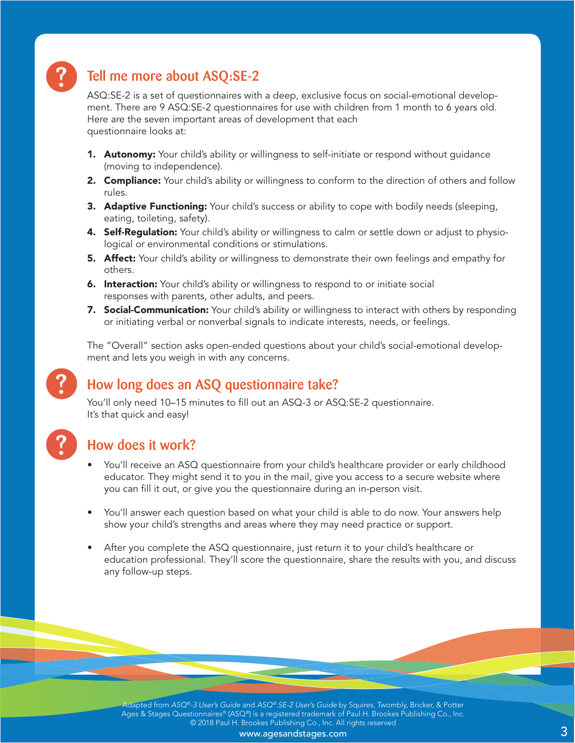## Tell me more about ASQ:SE-2

ASQ:SE-2 is a set of questionnaires with a deep, exclusive focus on social-emotional development. There are 9 ASQ:SE-2 questionnaires for use with children from 1 month to 6 years old. Here are the seven important areas of development that each questionnaire looks at:

1. **Autonomy:** Your child's ability or willingness to self-initiate or respond without guidance (moving to independence).
2. **Compliance:** Your child's ability or willingness to conform to the direction of others and follow rules.
3. **Adaptive Functioning:** Your child's success or ability to cope with bodily needs (sleeping, eating, toileting, safety).
4. **Self-Regulation:** Your child's ability or willingness to calm or settle down or adjust to physiological or environmental conditions or stimulations.
5. **Affect:** Your child's ability or willingness to demonstrate their own feelings and empathy for others.
6. **Interaction:** Your child's ability or willingness to respond to or initiate social responses with parents, other adults, and peers.
7. **Social-Communication:** Your child's ability or willingness to interact with others by responding or initiating verbal or nonverbal signals to indicate interests, needs, or feelings.

The "Overall" section asks open-ended questions about your child's social-emotional development and lets you weigh in with any concerns.

## How long does an ASQ questionnaire take?

You'll only need 10–15 minutes to fill out an ASQ-3 or ASQ:SE-2 questionnaire. It's that quick and easy!

## How does it work?

- You'll receive an ASQ questionnaire from your child's healthcare provider or early childhood educator. They might send it to you in the mail, give you access to a secure website where you can fill it out, or give you the questionnaire during an in-person visit.
- You'll answer each question based on what your child is able to do now. Your answers help show your child's strengths and areas where they may need practice or support.
- After you complete the ASQ questionnaire, just return it to your child's healthcare or education professional. They'll score the questionnaire, share the results with you, and discuss any follow-up steps.

Adapted from *ASQ®-3 User's Guide* and *ASQ®:SE-2 User's Guide* by Squires, Twombly, Bricker, & Potter
Ages & Stages Questionnaires® (ASQ®) is a registered trademark of Paul H. Brookes Publishing Co., Inc.
© 2018 Paul H. Brookes Publishing Co., Inc. All rights reserved
www.agesandstages.com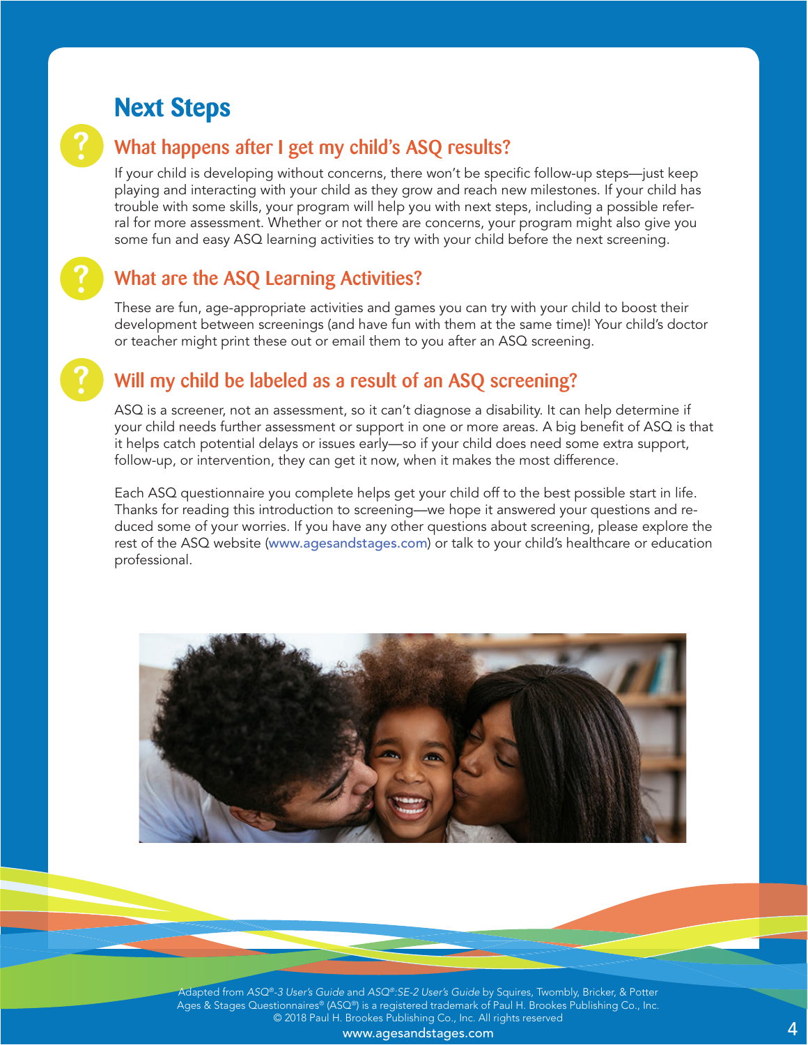# Next Steps

## What happens after I get my child's ASQ results?

If your child is developing without concerns, there won't be specific follow-up steps—just keep playing and interacting with your child as they grow and reach new milestones. If your child has trouble with some skills, your program will help you with next steps, including a possible referral for more assessment. Whether or not there are concerns, your program might also give you some fun and easy ASQ learning activities to try with your child before the next screening.

## What are the ASQ Learning Activities?

These are fun, age-appropriate activities and games you can try with your child to boost their development between screenings (and have fun with them at the same time)! Your child's doctor or teacher might print these out or email them to you after an ASQ screening.

## Will my child be labeled as a result of an ASQ screening?

ASQ is a screener, not an assessment, so it can't diagnose a disability. It can help determine if your child needs further assessment or support in one or more areas. A big benefit of ASQ is that it helps catch potential delays or issues early—so if your child does need some extra support, follow-up, or intervention, they can get it now, when it makes the most difference.

Each ASQ questionnaire you complete helps get your child off to the best possible start in life. Thanks for reading this introduction to screening—we hope it answered your questions and reduced some of your worries. If you have any other questions about screening, please explore the rest of the ASQ website (www.agesandstages.com) or talk to your child's healthcare or education professional.

Adapted from *ASQ®-3 User's Guide* and *ASQ®:SE-2 User's Guide* by Squires, Twombly, Bricker, & Potter
Ages & Stages Questionnaires® (ASQ®) is a registered trademark of Paul H. Brookes Publishing Co., Inc.
© 2018 Paul H. Brookes Publishing Co., Inc. All rights reserved
www.agesandstages.com